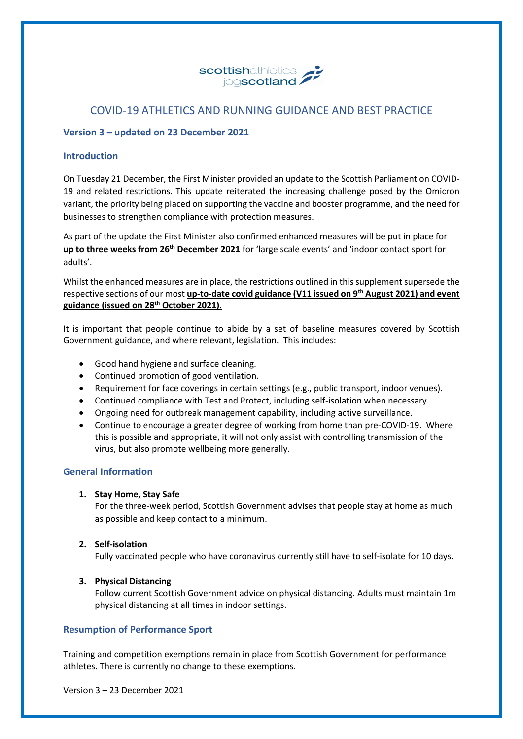scottishathletics jogscotland

# COVID-19 ATHLETICS AND RUNNING GUIDANCE AND BEST PRACTICE

### Version 3 – updated on 23 December 2021

### Introduction

On Tuesday 21 December, the First Minister provided an update to the Scottish Parliament on COVID-19 and related restrictions. This update reiterated the increasing challenge posed by the Omicron variant, the priority being placed on supporting the vaccine and booster programme, and the need for businesses to strengthen compliance with protection measures.

As part of the update the First Minister also confirmed enhanced measures will be put in place for **up to three weeks from 26th December 2021** for 'large scale events' and 'indoor contact sport for adults'.

Whilst the enhanced measures are in place, the restrictions outlined in this supplement supersede the respective sections of our most **up-to-date covid guidance (V11 issued on 9th August 2021) and event guidance (issued on 28th October 2021)**.

It is important that people continue to abide by a set of baseline measures covered by Scottish Government guidance, and where relevant, legislation. This includes:

- Good hand hygiene and surface cleaning.
- Continued promotion of good ventilation.
- Requirement for face coverings in certain settings (e.g., public transport, indoor venues).
- Continued compliance with Test and Protect, including self-isolation when necessary.
- Ongoing need for outbreak management capability, including active surveillance.
- Continue to encourage a greater degree of working from home than pre-COVID-19. Where this is possible and appropriate, it will not only assist with controlling transmission of the virus, but also promote wellbeing more generally.

### General Information

1. **Stay Home, Stay Safe**
   For the three-week period, Scottish Government advises that people stay at home as much as possible and keep contact to a minimum.

2. **Self-isolation**
   Fully vaccinated people who have coronavirus currently still have to self-isolate for 10 days.

3. **Physical Distancing**
   Follow current Scottish Government advice on physical distancing. Adults must maintain 1m physical distancing at all times in indoor settings.

### Resumption of Performance Sport

Training and competition exemptions remain in place from Scottish Government for performance athletes. There is currently no change to these exemptions.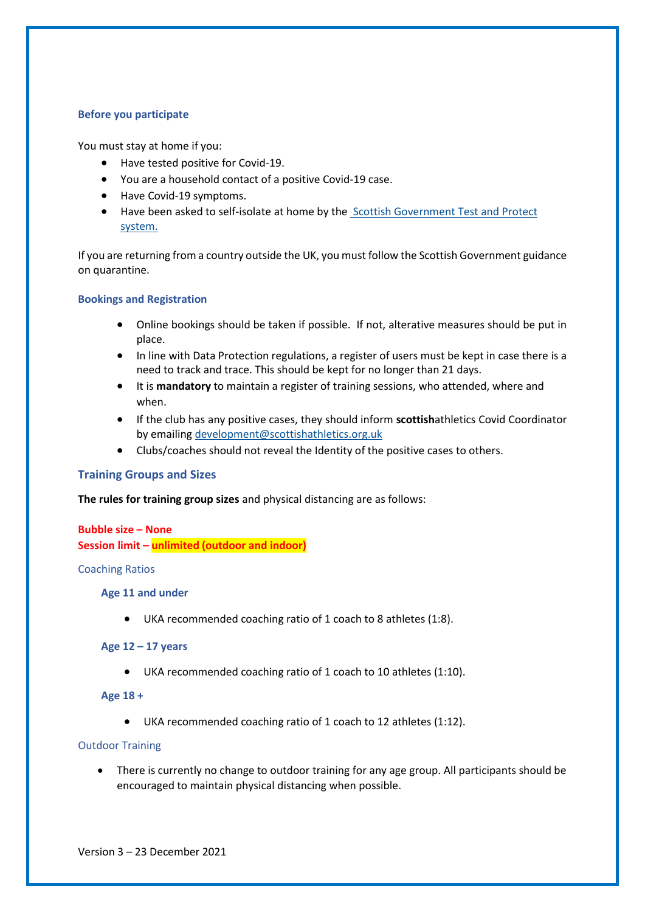## Before you participate

You must stay at home if you:

- Have tested positive for Covid-19.
- You are a household contact of a positive Covid-19 case.
- Have Covid-19 symptoms.
- Have been asked to self-isolate at home by the [Scottish Government Test and Protect system.]

If you are returning from a country outside the UK, you must follow the Scottish Government guidance on quarantine.

## Bookings and Registration

- Online bookings should be taken if possible. If not, alterative measures should be put in place.
- In line with Data Protection regulations, a register of users must be kept in case there is a need to track and trace. This should be kept for no longer than 21 days.
- It is **mandatory** to maintain a register of training sessions, who attended, where and when.
- If the club has any positive cases, they should inform **scottish**athletics Covid Coordinator by emailing development@scottishathletics.org.uk
- Clubs/coaches should not reveal the Identity of the positive cases to others.

## Training Groups and Sizes

**The rules for training group sizes** and physical distancing are as follows:

**Bubble size – None**
**Session limit – unlimited (outdoor and indoor)**

### Coaching Ratios

#### Age 11 and under

- UKA recommended coaching ratio of 1 coach to 8 athletes (1:8).

#### Age 12 – 17 years

- UKA recommended coaching ratio of 1 coach to 10 athletes (1:10).

#### Age 18 +

- UKA recommended coaching ratio of 1 coach to 12 athletes (1:12).

### Outdoor Training

- There is currently no change to outdoor training for any age group. All participants should be encouraged to maintain physical distancing when possible.

Version 3 – 23 December 2021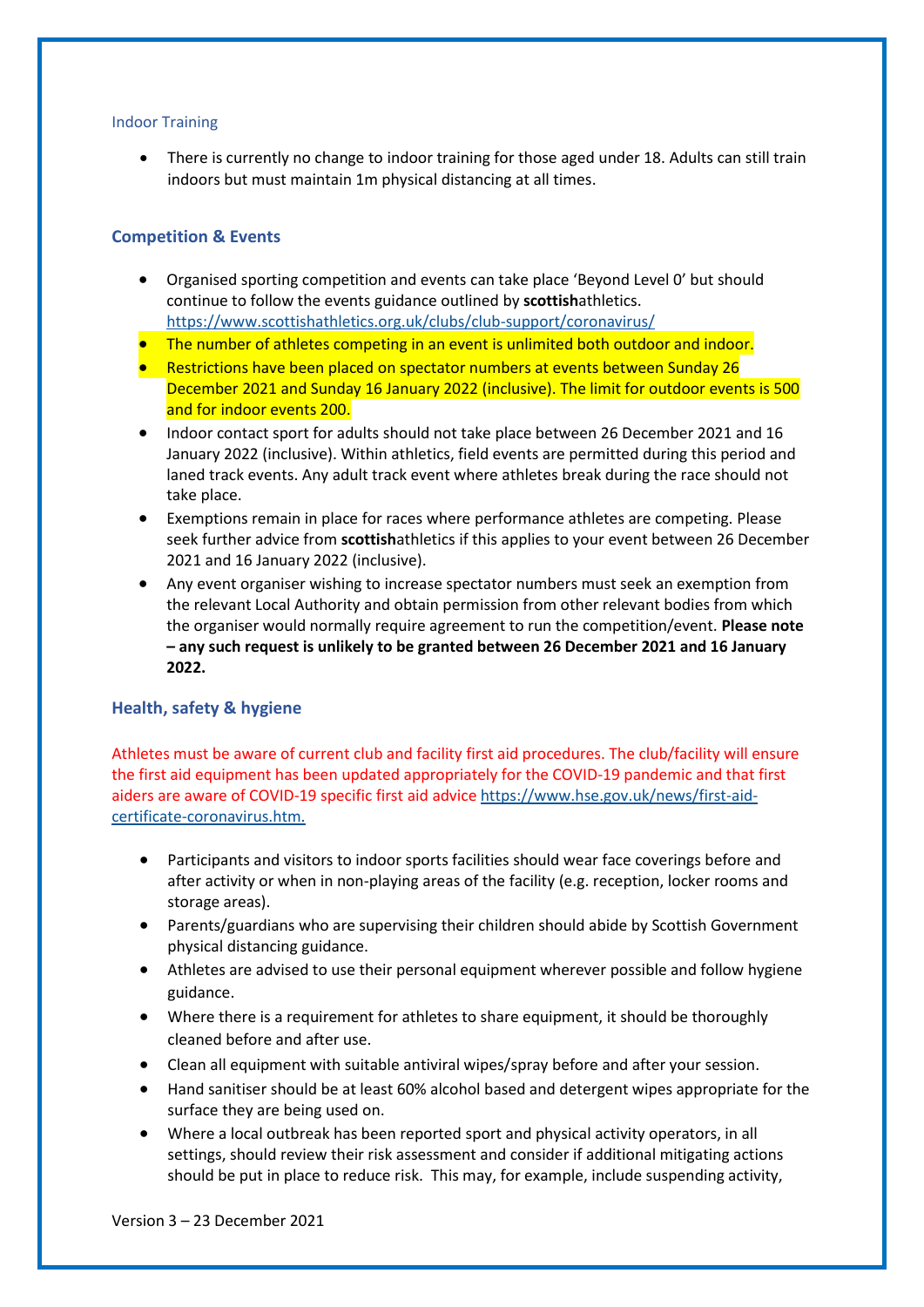### Indoor Training

- There is currently no change to indoor training for those aged under 18. Adults can still train indoors but must maintain 1m physical distancing at all times.

## Competition & Events

- Organised sporting competition and events can take place 'Beyond Level 0' but should continue to follow the events guidance outlined by **scottish**athletics. https://www.scottishathletics.org.uk/clubs/club-support/coronavirus/
- The number of athletes competing in an event is unlimited both outdoor and indoor.
- Restrictions have been placed on spectator numbers at events between Sunday 26 December 2021 and Sunday 16 January 2022 (inclusive). The limit for outdoor events is 500 and for indoor events 200.
- Indoor contact sport for adults should not take place between 26 December 2021 and 16 January 2022 (inclusive). Within athletics, field events are permitted during this period and laned track events. Any adult track event where athletes break during the race should not take place.
- Exemptions remain in place for races where performance athletes are competing. Please seek further advice from **scottish**athletics if this applies to your event between 26 December 2021 and 16 January 2022 (inclusive).
- Any event organiser wishing to increase spectator numbers must seek an exemption from the relevant Local Authority and obtain permission from other relevant bodies from which the organiser would normally require agreement to run the competition/event. **Please note – any such request is unlikely to be granted between 26 December 2021 and 16 January 2022.**

## Health, safety & hygiene

Athletes must be aware of current club and facility first aid procedures. The club/facility will ensure the first aid equipment has been updated appropriately for the COVID-19 pandemic and that first aiders are aware of COVID-19 specific first aid advice https://www.hse.gov.uk/news/first-aid-certificate-coronavirus.htm.

- Participants and visitors to indoor sports facilities should wear face coverings before and after activity or when in non-playing areas of the facility (e.g. reception, locker rooms and storage areas).
- Parents/guardians who are supervising their children should abide by Scottish Government physical distancing guidance.
- Athletes are advised to use their personal equipment wherever possible and follow hygiene guidance.
- Where there is a requirement for athletes to share equipment, it should be thoroughly cleaned before and after use.
- Clean all equipment with suitable antiviral wipes/spray before and after your session.
- Hand sanitiser should be at least 60% alcohol based and detergent wipes appropriate for the surface they are being used on.
- Where a local outbreak has been reported sport and physical activity operators, in all settings, should review their risk assessment and consider if additional mitigating actions should be put in place to reduce risk. This may, for example, include suspending activity,

Version 3 – 23 December 2021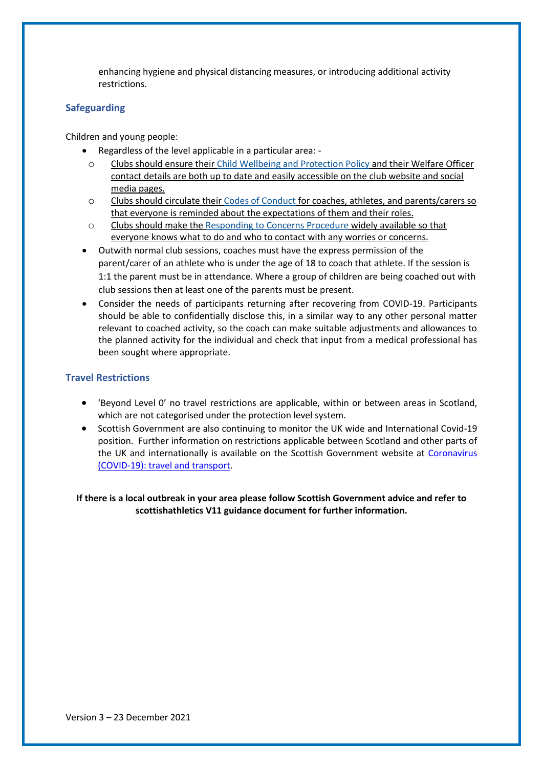enhancing hygiene and physical distancing measures, or introducing additional activity restrictions.

## Safeguarding

Children and young people:

- Regardless of the level applicable in a particular area: -
  - Clubs should ensure their Child Wellbeing and Protection Policy and their Welfare Officer contact details are both up to date and easily accessible on the club website and social media pages.
  - Clubs should circulate their Codes of Conduct for coaches, athletes, and parents/carers so that everyone is reminded about the expectations of them and their roles.
  - Clubs should make the Responding to Concerns Procedure widely available so that everyone knows what to do and who to contact with any worries or concerns.
- Outwith normal club sessions, coaches must have the express permission of the parent/carer of an athlete who is under the age of 18 to coach that athlete. If the session is 1:1 the parent must be in attendance. Where a group of children are being coached out with club sessions then at least one of the parents must be present.
- Consider the needs of participants returning after recovering from COVID-19. Participants should be able to confidentially disclose this, in a similar way to any other personal matter relevant to coached activity, so the coach can make suitable adjustments and allowances to the planned activity for the individual and check that input from a medical professional has been sought where appropriate.

## Travel Restrictions

- 'Beyond Level 0' no travel restrictions are applicable, within or between areas in Scotland, which are not categorised under the protection level system.
- Scottish Government are also continuing to monitor the UK wide and International Covid-19 position. Further information on restrictions applicable between Scotland and other parts of the UK and internationally is available on the Scottish Government website at Coronavirus (COVID-19): travel and transport.

**If there is a local outbreak in your area please follow Scottish Government advice and refer to scottishathletics V11 guidance document for further information.**

Version 3 – 23 December 2021